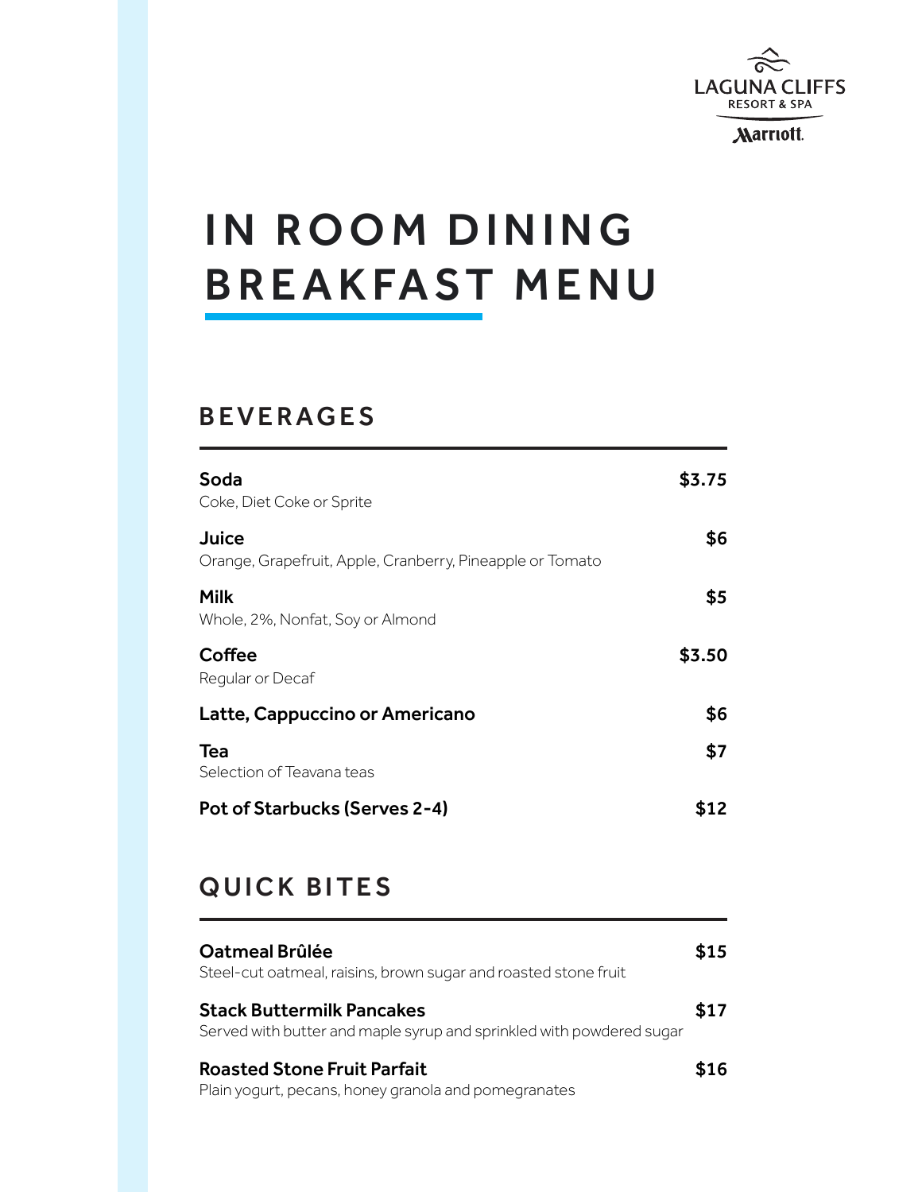LAGUNA CLIFFS
RESORT & SPA
Marriott.

# IN ROOM DINING BREAKFAST MENU

## BEVERAGES

**Soda** — **$3.75**
Coke, Diet Coke or Sprite

**Juice** — **$6**
Orange, Grapefruit, Apple, Cranberry, Pineapple or Tomato

**Milk** — **$5**
Whole, 2%, Nonfat, Soy or Almond

**Coffee** — **$3.50**
Regular or Decaf

**Latte, Cappuccino or Americano** — **$6**

**Tea** — **$7**
Selection of Teavana teas

**Pot of Starbucks (Serves 2-4)** — **$12**

## QUICK BITES

**Oatmeal Brûlée** — **$15**
Steel-cut oatmeal, raisins, brown sugar and roasted stone fruit

**Stack Buttermilk Pancakes** — **$17**
Served with butter and maple syrup and sprinkled with powdered sugar

**Roasted Stone Fruit Parfait** — **$16**
Plain yogurt, pecans, honey granola and pomegranates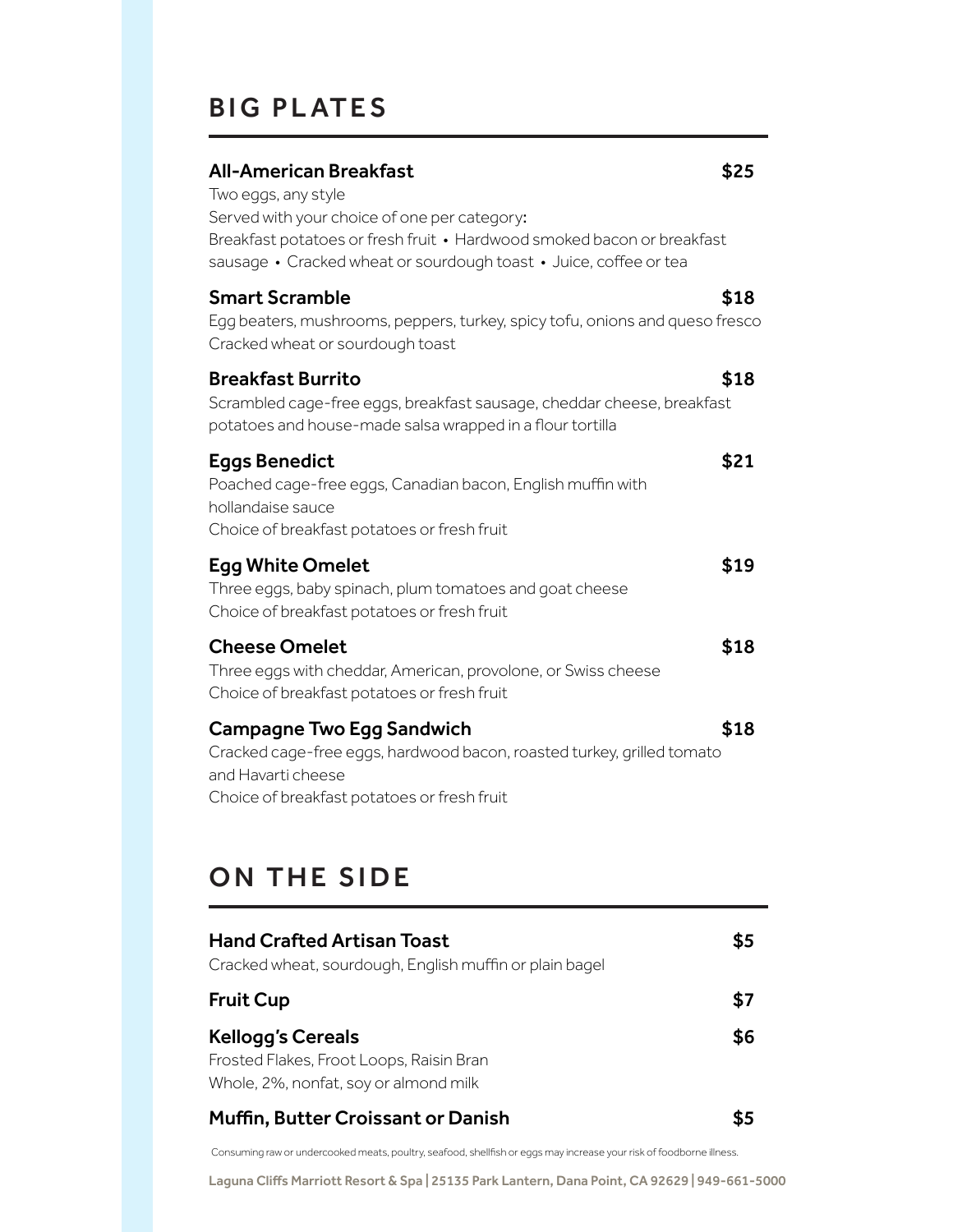## BIG PLATES

**All-American Breakfast** **$25**

Two eggs, any style

Served with your choice of one per category:

Breakfast potatoes or fresh fruit • Hardwood smoked bacon or breakfast sausage • Cracked wheat or sourdough toast • Juice, coffee or tea

**Smart Scramble** **$18**

Egg beaters, mushrooms, peppers, turkey, spicy tofu, onions and queso fresco

Cracked wheat or sourdough toast

**Breakfast Burrito** **$18**

Scrambled cage-free eggs, breakfast sausage, cheddar cheese, breakfast potatoes and house-made salsa wrapped in a flour tortilla

**Eggs Benedict** **$21**

Poached cage-free eggs, Canadian bacon, English muffin with hollandaise sauce

Choice of breakfast potatoes or fresh fruit

**Egg White Omelet** **$19**

Three eggs, baby spinach, plum tomatoes and goat cheese

Choice of breakfast potatoes or fresh fruit

**Cheese Omelet** **$18**

Three eggs with cheddar, American, provolone, or Swiss cheese

Choice of breakfast potatoes or fresh fruit

**Campagne Two Egg Sandwich** **$18**

Cracked cage-free eggs, hardwood bacon, roasted turkey, grilled tomato and Havarti cheese

Choice of breakfast potatoes or fresh fruit

## ON THE SIDE

**Hand Crafted Artisan Toast** **$5**

Cracked wheat, sourdough, English muffin or plain bagel

**Fruit Cup** **$7**

**Kellogg's Cereals** **$6**

Frosted Flakes, Froot Loops, Raisin Bran

Whole, 2%, nonfat, soy or almond milk

**Muffin, Butter Croissant or Danish** **$5**

Consuming raw or undercooked meats, poultry, seafood, shellfish or eggs may increase your risk of foodborne illness.

Laguna Cliffs Marriott Resort & Spa | 25135 Park Lantern, Dana Point, CA 92629 | 949-661-5000